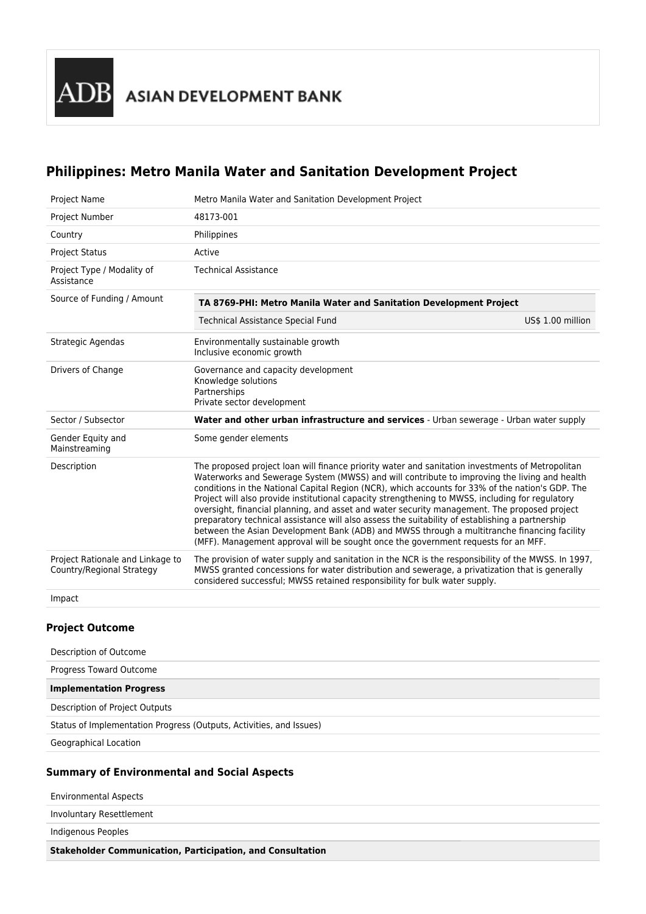ADB ASIAN DEVELOPMENT BANK

# Philippines: Metro Manila Water and Sanitation Development Project

| | |
|---|---|
| Project Name | Metro Manila Water and Sanitation Development Project |
| Project Number | 48173-001 |
| Country | Philippines |
| Project Status | Active |
| Project Type / Modality of Assistance | Technical Assistance |
| Source of Funding / Amount | **TA 8769-PHI: Metro Manila Water and Sanitation Development Project**<br>Technical Assistance Special Fund — US$ 1.00 million |
| Strategic Agendas | Environmentally sustainable growth<br>Inclusive economic growth |
| Drivers of Change | Governance and capacity development<br>Knowledge solutions<br>Partnerships<br>Private sector development |
| Sector / Subsector | **Water and other urban infrastructure and services** - Urban sewerage - Urban water supply |
| Gender Equity and Mainstreaming | Some gender elements |
| Description | The proposed project loan will finance priority water and sanitation investments of Metropolitan Waterworks and Sewerage System (MWSS) and will contribute to improving the living and health conditions in the National Capital Region (NCR), which accounts for 33% of the nation's GDP. The Project will also provide institutional capacity strengthening to MWSS, including for regulatory oversight, financial planning, and asset and water security management. The proposed project preparatory technical assistance will also assess the suitability of establishing a partnership between the Asian Development Bank (ADB) and MWSS through a multitranche financing facility (MFF). Management approval will be sought once the government requests for an MFF. |
| Project Rationale and Linkage to Country/Regional Strategy | The provision of water supply and sanitation in the NCR is the responsibility of the MWSS. In 1997, MWSS granted concessions for water distribution and sewerage, a privatization that is generally considered successful; MWSS retained responsibility for bulk water supply. |
| Impact | |

## Project Outcome

| | |
|---|---|
| Description of Outcome | |
| Progress Toward Outcome | |
| **Implementation Progress** | |
| Description of Project Outputs | |
| Status of Implementation Progress (Outputs, Activities, and Issues) | |
| Geographical Location | |

## Summary of Environmental and Social Aspects

| | |
|---|---|
| Environmental Aspects | |
| Involuntary Resettlement | |
| Indigenous Peoples | |
| **Stakeholder Communication, Participation, and Consultation** | |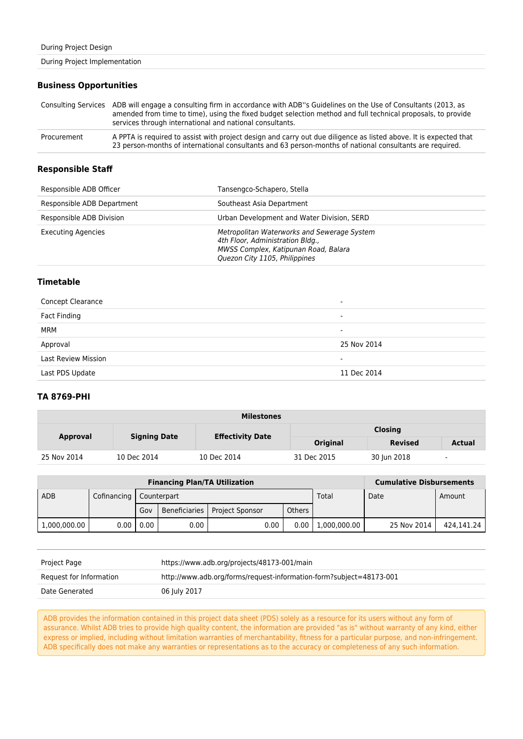| | |
|---|---|
| During Project Design | |
| During Project Implementation | |

### Business Opportunities

| | |
|---|---|
| Consulting Services | ADB will engage a consulting firm in accordance with ADB''s Guidelines on the Use of Consultants (2013, as amended from time to time), using the fixed budget selection method and full technical proposals, to provide services through international and national consultants. |
| Procurement | A PPTA is required to assist with project design and carry out due diligence as listed above. It is expected that 23 person-months of international consultants and 63 person-months of national consultants are required. |

### Responsible Staff

| | |
|---|---|
| Responsible ADB Officer | Tansengco-Schapero, Stella |
| Responsible ADB Department | Southeast Asia Department |
| Responsible ADB Division | Urban Development and Water Division, SERD |
| Executing Agencies | *Metropolitan Waterworks and Sewerage System 4th Floor, Administration Bldg., MWSS Complex, Katipunan Road, Balara Quezon City 1105, Philippines* |

### Timetable

| | |
|---|---|
| Concept Clearance | - |
| Fact Finding | - |
| MRM | - |
| Approval | 25 Nov 2014 |
| Last Review Mission | - |
| Last PDS Update | 11 Dec 2014 |

### TA 8769-PHI

| Milestones | | | | | |
|---|---|---|---|---|---|
| Approval | Signing Date | Effectivity Date | Closing | | |
| | | | Original | Revised | Actual |
| 25 Nov 2014 | 10 Dec 2014 | 10 Dec 2014 | 31 Dec 2015 | 30 Jun 2018 | - |

| Financing Plan/TA Utilization | | | | | | | Cumulative Disbursements | |
|---|---|---|---|---|---|---|---|---|
| ADB | Cofinancing | Counterpart | | | | Total | Date | Amount |
| | | Gov | Beneficiaries | Project Sponsor | Others | | | |
| 1,000,000.00 | 0.00 | 0.00 | 0.00 | 0.00 | 0.00 | 1,000,000.00 | 25 Nov 2014 | 424,141.24 |

| | |
|---|---|
| Project Page | https://www.adb.org/projects/48173-001/main |
| Request for Information | http://www.adb.org/forms/request-information-form?subject=48173-001 |
| Date Generated | 06 July 2017 |

ADB provides the information contained in this project data sheet (PDS) solely as a resource for its users without any form of assurance. Whilst ADB tries to provide high quality content, the information are provided "as is" without warranty of any kind, either express or implied, including without limitation warranties of merchantability, fitness for a particular purpose, and non-infringement. ADB specifically does not make any warranties or representations as to the accuracy or completeness of any such information.